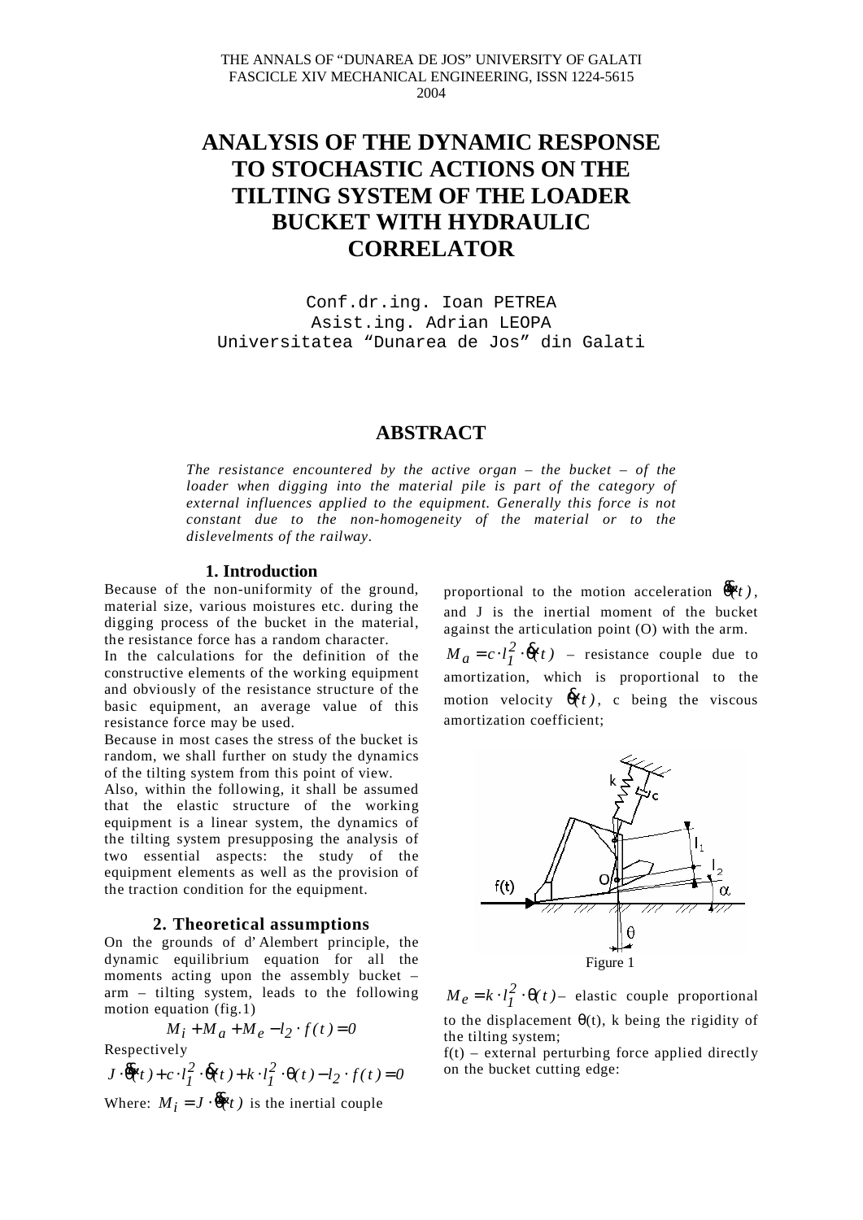THE ANNALS OF "DUNAREA DE JOS" UNIVERSITY OF GALATI
FASCICLE XIV MECHANICAL ENGINEERING, ISSN 1224-5615
2004

# ANALYSIS OF THE DYNAMIC RESPONSE TO STOCHASTIC ACTIONS ON THE TILTING SYSTEM OF THE LOADER BUCKET WITH HYDRAULIC CORRELATOR

Conf.dr.ing. Ioan PETREA
Asist.ing. Adrian LEOPA
Universitatea "Dunarea de Jos" din Galati

## ABSTRACT

*The resistance encountered by the active organ – the bucket – of the loader when digging into the material pile is part of the category of external influences applied to the equipment. Generally this force is not constant due to the non-homogeneity of the material or to the dislevelments of the railway.*

### 1. Introduction

Because of the non-uniformity of the ground, material size, various moistures etc. during the digging process of the bucket in the material, the resistance force has a random character.

In the calculations for the definition of the constructive elements of the working equipment and obviously of the resistance structure of the basic equipment, an average value of this resistance force may be used.

Because in most cases the stress of the bucket is random, we shall further on study the dynamics of the tilting system from this point of view.

Also, within the following, it shall be assumed that the elastic structure of the working equipment is a linear system, the dynamics of the tilting system presupposing the analysis of two essential aspects: the study of the equipment elements as well as the provision of the traction condition for the equipment.

### 2. Theoretical assumptions

On the grounds of d'Alembert principle, the dynamic equilibrium equation for all the moments acting upon the assembly bucket – arm – tilting system, leads to the following motion equation (fig.1)

$$M_i + M_a + M_e - l_2 \cdot f(t) = 0$$

Respectively

$$J \cdot \ddot{\theta}(t) + c \cdot l_1^2 \cdot \dot{\theta}(t) + k \cdot l_1^2 \cdot \theta(t) - l_2 \cdot f(t) = 0$$

Where: $M_i = J \cdot \ddot{\theta}(t)$ is the inertial couple proportional to the motion acceleration $\ddot{\theta}(t)$, and J is the inertial moment of the bucket against the articulation point (O) with the arm.

$M_a = c \cdot l_1^2 \cdot \dot{\theta}(t)$ – resistance couple due to amortization, which is proportional to the motion velocity $\dot{\theta}(t)$, c being the viscous amortization coefficient;

Figure 1

$M_e = k \cdot l_1^2 \cdot \theta(t)$ – elastic couple proportional to the displacement $\theta(t)$, k being the rigidity of the tilting system;

f(t) – external perturbing force applied directly on the bucket cutting edge: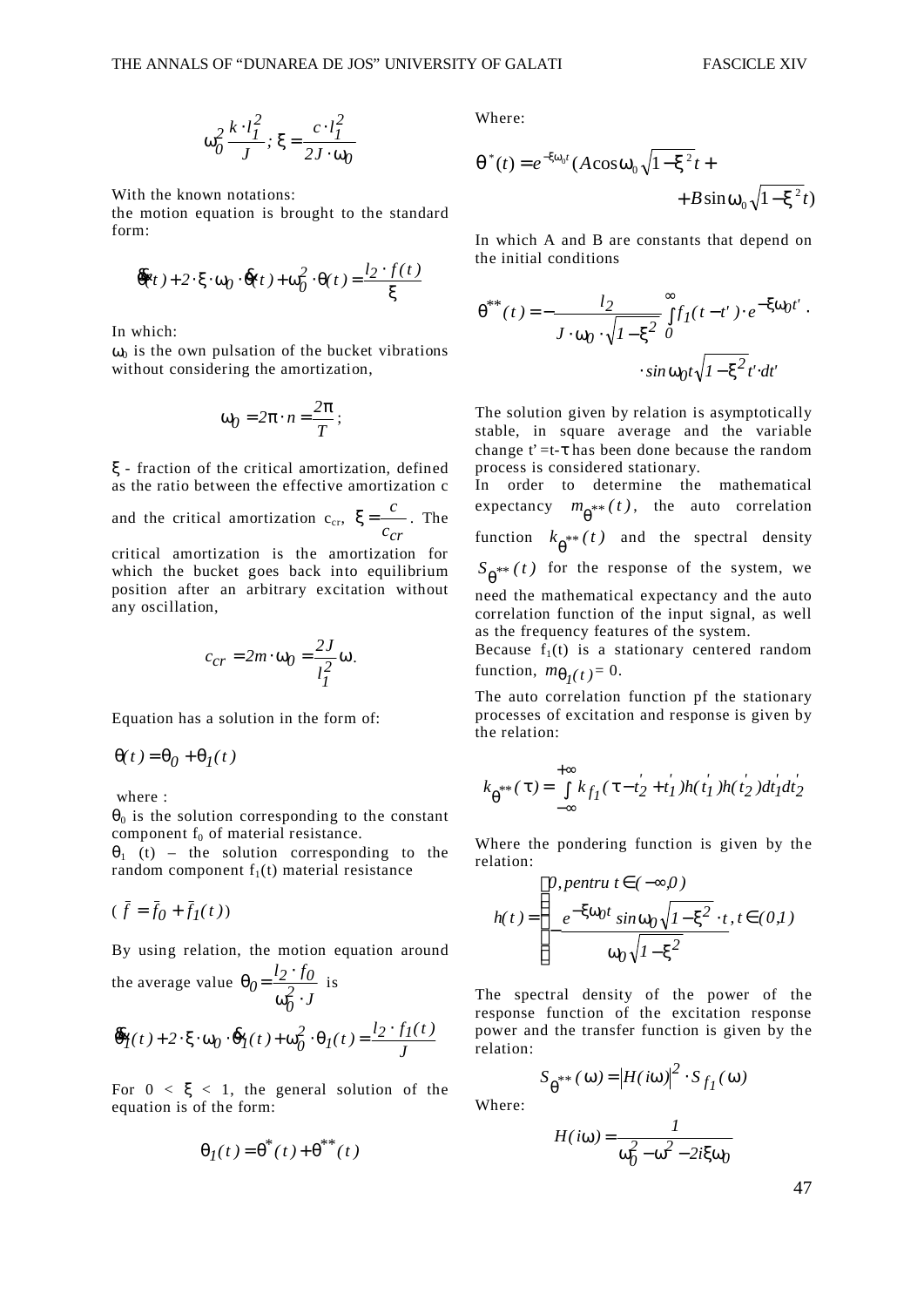$$\omega_0^2 \frac{k \cdot l_1^2}{J}; \xi = \frac{c \cdot l_1^2}{2J \cdot \omega_0}$$

With the known notations:
the motion equation is brought to the standard form:

$$\ddot{\theta}(t) + 2 \cdot \xi \cdot \omega_0 \cdot \dot{\theta}(t) + \omega_0^2 \cdot \theta(t) = \frac{l_2 \cdot f(t)}{\xi}$$

In which:
$\omega_0$ is the own pulsation of the bucket vibrations without considering the amortization,

$$\omega_0 = 2\pi \cdot n = \frac{2\pi}{T};$$

$\xi$ - fraction of the critical amortization, defined as the ratio between the effective amortization c and the critical amortization $c_{cr}$, $\xi = \frac{c}{c_{cr}}$. The critical amortization is the amortization for which the bucket goes back into equilibrium position after an arbitrary excitation without any oscillation,

$$c_{cr} = 2m \cdot \omega_0 = \frac{2J}{l_1^2}\omega.$$

Equation has a solution in the form of:

$$\theta(t) = \theta_0 + \theta_1(t)$$

where :
$\theta_0$ is the solution corresponding to the constant component $f_0$ of material resistance.
$\theta_1$ (t) – the solution corresponding to the random component $f_1(t)$ material resistance

$$(\bar{f} = \bar{f}_0 + \bar{f}_1(t))$$

By using relation, the motion equation around the average value $\theta_0 = \frac{l_2 \cdot f_0}{\omega_0^2 \cdot J}$ is

$$\ddot{\theta}_1(t) + 2 \cdot \xi \cdot \omega_0 \cdot \dot{\theta}_1(t) + \omega_0^2 \cdot \theta_1(t) = \frac{l_2 \cdot f_1(t)}{J}$$

For $0 < \xi < 1$, the general solution of the equation is of the form:

$$\theta_1(t) = \theta^*(t) + \theta^{**}(t)$$

Where:

$$\theta^*(t) = e^{-\xi\omega_0 t}(A\cos\omega_0\sqrt{1-\xi^2}t + B\sin\omega_0\sqrt{1-\xi^2}t)$$

In which A and B are constants that depend on the initial conditions

$$\theta^{**}(t) = -\frac{l_2}{J \cdot \omega_0 \cdot \sqrt{1-\xi^2}} \int_0^{\infty} f_1(t-t') \cdot e^{-\xi\omega_0 t'} \cdot \sin\omega_0 t\sqrt{1-\xi^2}t' \cdot dt'$$

The solution given by relation is asymptotically stable, in square average and the variable change t' =t-τ has been done because the random process is considered stationary.
In order to determine the mathematical expectancy $m_{\theta^{**}}(t)$, the auto correlation function $k_{\theta^{**}}(t)$ and the spectral density $S_{\theta^{**}}(t)$ for the response of the system, we need the mathematical expectancy and the auto correlation function of the input signal, as well as the frequency features of the system.
Because $f_1(t)$ is a stationary centered random function, $m_{\theta_1(t)} = 0$.

The auto correlation function pf the stationary processes of excitation and response is given by the relation:

$$k_{\theta^{**}}(\tau) = \int_{-\infty}^{+\infty} k_{f_1}(\tau - t_2' + t_1')h(t_1')h(t_2')dt_1'dt_2'$$

Where the pondering function is given by the relation:

$$h(t) = \begin{cases} 0, pentru\ t \in (-\infty, 0) \\ -\frac{e^{-\xi\omega_0 t}\sin\omega_0\sqrt{1-\xi^2} \cdot t}{\omega_0\sqrt{1-\xi^2}}, t \in (0,1) \end{cases}$$

The spectral density of the power of the response function of the excitation response power and the transfer function is given by the relation:

$$S_{\theta^{**}}(\omega) = |H(i\omega)|^2 \cdot S_{f_1}(\omega)$$

Where:

$$H(i\omega) = \frac{1}{\omega_0^2 - \omega^2 - 2i\xi\omega_0}$$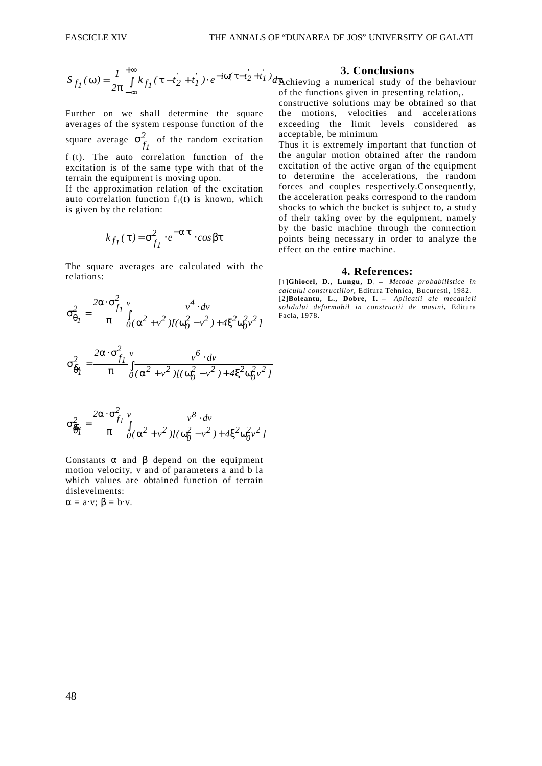$$S_{f_1}(\omega)=\frac{1}{2\pi}\int_{-\infty}^{+\infty}k_{f_1}(\tau-t_2^{'}+t_1^{'})\cdot e^{-i\omega(\tau-t_2^{'}+t_1^{'})}d\tau$$

Further on we shall determine the square averages of the system response function of the square average $\sigma_{f_1}^2$ of the random excitation $f_1(t)$. The auto correlation function of the excitation is of the same type with that of the terrain the equipment is moving upon.

If the approximation relation of the excitation auto correlation function $f_1(t)$ is known, which is given by the relation:

$$k_{f_1}(\tau)=\sigma_{f_1}^2\cdot e^{-\alpha|\tau|}\cdot\cos\beta\tau$$

The square averages are calculated with the relations:

$$\sigma_{\theta_1}^2=\frac{2\alpha\cdot\sigma_{f_1}^2}{\pi}\int_0^v\frac{v^4\cdot dv}{(\alpha^2+v^2)[(\omega_0^2-v^2)+4\xi^2\omega_0^2v^2]}$$

$$\sigma_{\dot{\theta}_1}^2=\frac{2\alpha\cdot\sigma_{f_1}^2}{\pi}\int_0^v\frac{v^6\cdot dv}{(\alpha^2+v^2)[(\omega_0^2-v^2)+4\xi^2\omega_0^2v^2]}$$

$$\sigma_{\ddot{\theta}_1}^2=\frac{2\alpha\cdot\sigma_{f_1}^2}{\pi}\int_0^v\frac{v^8\cdot dv}{(\alpha^2+v^2)[(\omega_0^2-v^2)+4\xi^2\omega_0^2v^2]}$$

Constants $\alpha$ and $\beta$ depend on the equipment motion velocity, v and of parameters a and b la which values are obtained function of terrain dislevelments:

$\alpha = a\cdot v$; $\beta = b\cdot v$.

## 3. Conclusions

Achieving a numerical study of the behaviour of the functions given in presenting relation,. constructive solutions may be obtained so that the motions, velocities and accelerations exceeding the limit levels considered as acceptable, be minimum

Thus it is extremely important that function of the angular motion obtained after the random excitation of the active organ of the equipment to determine the accelerations, the random forces and couples respectively.Consequently, the acceleration peaks correspond to the random shocks to which the bucket is subject to, a study of their taking over by the equipment, namely by the basic machine through the connection points being necessary in order to analyze the effect on the entire machine.

## 4. References:

[1]**Ghiocel, D., Lungu, D**. – *Metode probabilistice in calculul constructiilor*, Editura Tehnica, Bucuresti, 1982.

[2]**Boleantu, L., Dobre, I. –** *Aplicatii ale mecanicii solidului deformabil in constructii de masini***,** Editura Facla, 1978.